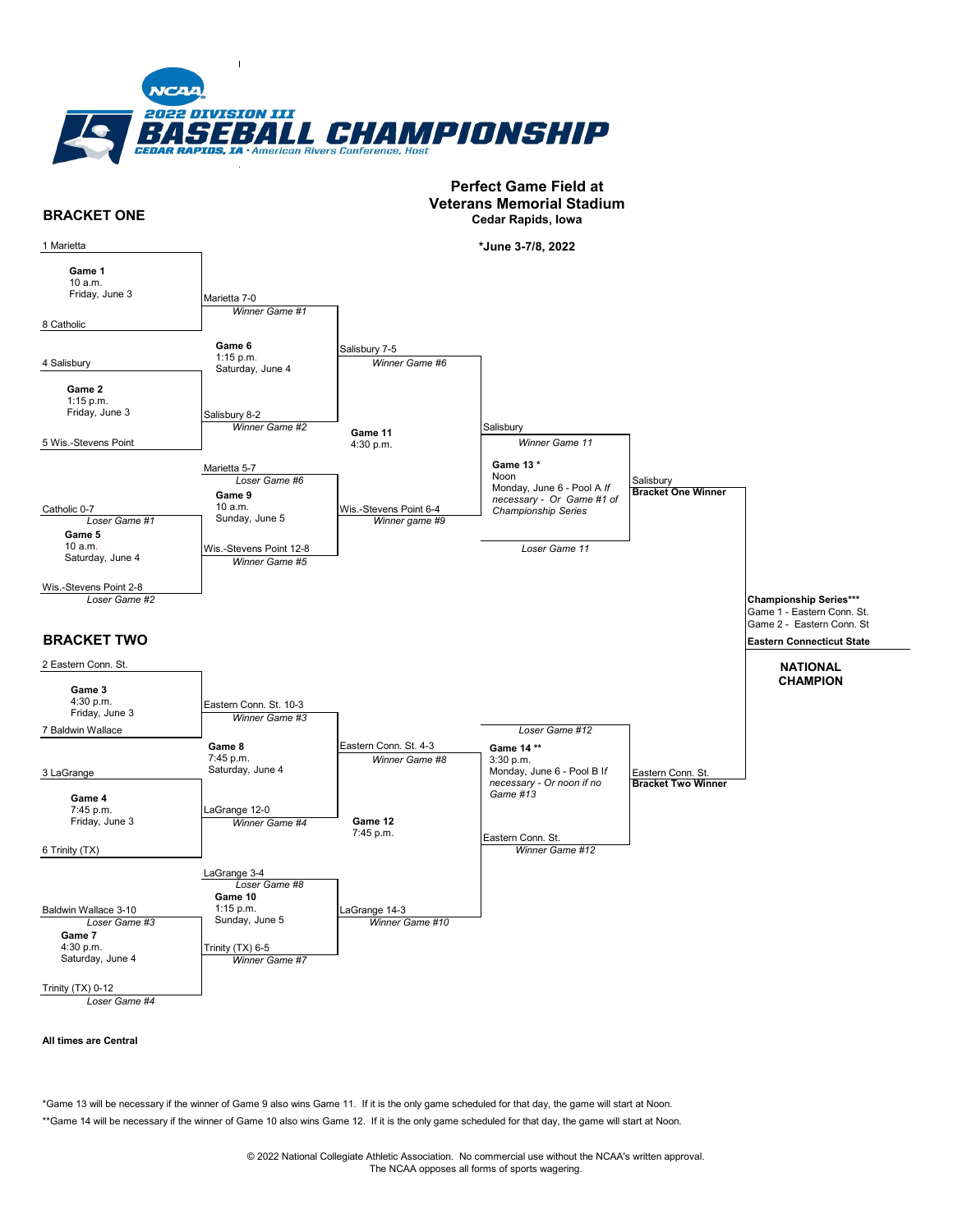# 2022 DIVISION III BASEBALL CHAMPIONSHIP

CEDAR RAPIDS, IA · American Rivers Conference, Host

**Perfect Game Field at Veterans Memorial Stadium**

**Cedar Rapids, Iowa**

***June 3-7/8, 2022**

## BRACKET ONE

1 Marietta

**Game 1**
10 a.m.
Friday, June 3

8 Catholic

Marietta 7-0
*Winner Game #1*

**Game 6**
1:15 p.m.
Saturday, June 4

4 Salisbury

**Game 2**
1:15 p.m.
Friday, June 3

5 Wis.-Stevens Point

Salisbury 8-2
*Winner Game #2*

Salisbury 7-5
*Winner Game #6*

**Game 11**
4:30 p.m.

Salisbury
*Winner Game 11*

**Game 13 ***
Noon
Monday, June 6 - Pool A *If necessary - Or Game #1 of Championship Series*

*Loser Game 11*

Salisbury
**Bracket One Winner**

Marietta 5-7
*Loser Game #6*

**Game 9**
10 a.m.
Sunday, June 5

Catholic 0-7
*Loser Game #1*

**Game 5**
10 a.m.
Saturday, June 4

Wis.-Stevens Point 2-8
*Loser Game #2*

Wis.-Stevens Point 12-8
*Winner Game #5*

Wis.-Stevens Point 6-4
*Winner game #9*

**Championship Series*****
Game 1 - Eastern Conn. St.
Game 2 - Eastern Conn. St

**Eastern Connecticut State**

**NATIONAL CHAMPION**

## BRACKET TWO

2 Eastern Conn. St.

**Game 3**
4:30 p.m.
Friday, June 3

7 Baldwin Wallace

Eastern Conn. St. 10-3
*Winner Game #3*

**Game 8**
7:45 p.m.
Saturday, June 4

3 LaGrange

**Game 4**
7:45 p.m.
Friday, June 3

6 Trinity (TX)

LaGrange 12-0
*Winner Game #4*

Eastern Conn. St. 4-3
*Winner Game #8*

**Game 12**
7:45 p.m.

*Loser Game #12*

**Game 14 ****
3:30 p.m.
Monday, June 6 - Pool B *If necessary - Or noon if no Game #13*

Eastern Conn. St.
*Winner Game #12*

Eastern Conn. St.
**Bracket Two Winner**

LaGrange 3-4
*Loser Game #8*

**Game 10**
1:15 p.m.
Sunday, June 5

Baldwin Wallace 3-10
*Loser Game #3*

**Game 7**
4:30 p.m.
Saturday, June 4

Trinity (TX) 0-12
*Loser Game #4*

Trinity (TX) 6-5
*Winner Game #7*

LaGrange 14-3
*Winner Game #10*

**All times are Central**

*Game 13 will be necessary if the winner of Game 9 also wins Game 11. If it is the only game scheduled for that day, the game will start at Noon.

**Game 14 will be necessary if the winner of Game 10 also wins Game 12. If it is the only game scheduled for that day, the game will start at Noon.

© 2022 National Collegiate Athletic Association. No commercial use without the NCAA's written approval.
The NCAA opposes all forms of sports wagering.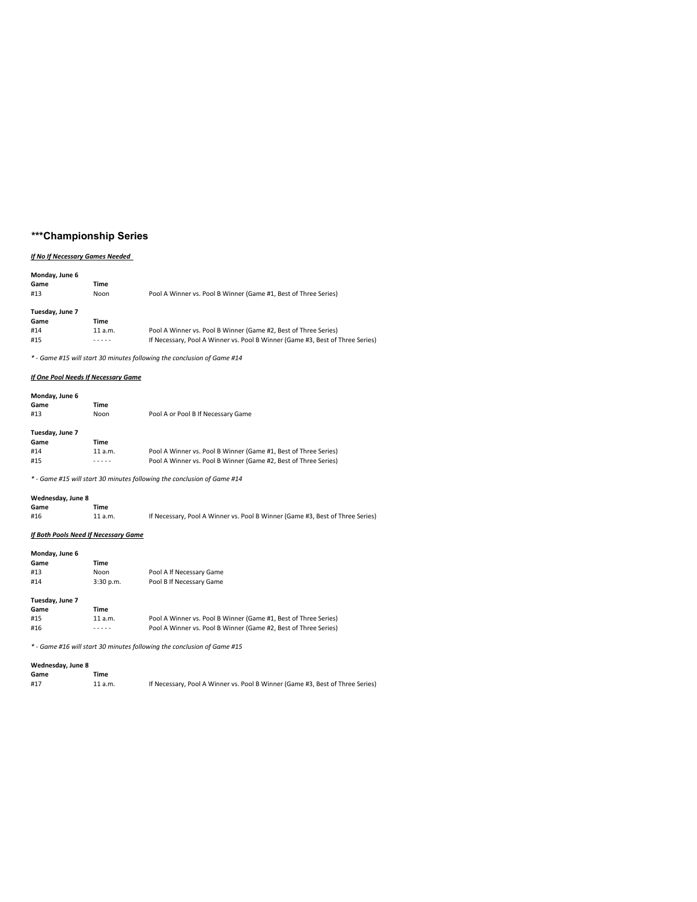## ***Championship Series

***If No If Necessary Games Needed***

**Monday, June 6**

| Game | Time | |
|---|---|---|
| #13 | Noon | Pool A Winner vs. Pool B Winner (Game #1, Best of Three Series) |

**Tuesday, June 7**

| Game | Time | |
|---|---|---|
| #14 | 11 a.m. | Pool A Winner vs. Pool B Winner (Game #2, Best of Three Series) |
| #15 | - - - - - | If Necessary, Pool A Winner vs. Pool B Winner (Game #3, Best of Three Series) |

*\* - Game #15 will start 30 minutes following the conclusion of Game #14*

***If One Pool Needs If Necessary Game***

**Monday, June 6**

| Game | Time | |
|---|---|---|
| #13 | Noon | Pool A or Pool B If Necessary Game |

**Tuesday, June 7**

| Game | Time | |
|---|---|---|
| #14 | 11 a.m. | Pool A Winner vs. Pool B Winner (Game #1, Best of Three Series) |
| #15 | - - - - - | Pool A Winner vs. Pool B Winner (Game #2, Best of Three Series) |

*\* - Game #15 will start 30 minutes following the conclusion of Game #14*

**Wednesday, June 8**

| Game | Time | |
|---|---|---|
| #16 | 11 a.m. | If Necessary, Pool A Winner vs. Pool B Winner (Game #3, Best of Three Series) |

***If Both Pools Need If Necessary Game***

**Monday, June 6**

| Game | Time | |
|---|---|---|
| #13 | Noon | Pool A If Necessary Game |
| #14 | 3:30 p.m. | Pool B If Necessary Game |

**Tuesday, June 7**

| Game | Time | |
|---|---|---|
| #15 | 11 a.m. | Pool A Winner vs. Pool B Winner (Game #1, Best of Three Series) |
| #16 | - - - - - | Pool A Winner vs. Pool B Winner (Game #2, Best of Three Series) |

*\* - Game #16 will start 30 minutes following the conclusion of Game #15*

**Wednesday, June 8**

| Game | Time | |
|---|---|---|
| #17 | 11 a.m. | If Necessary, Pool A Winner vs. Pool B Winner (Game #3, Best of Three Series) |